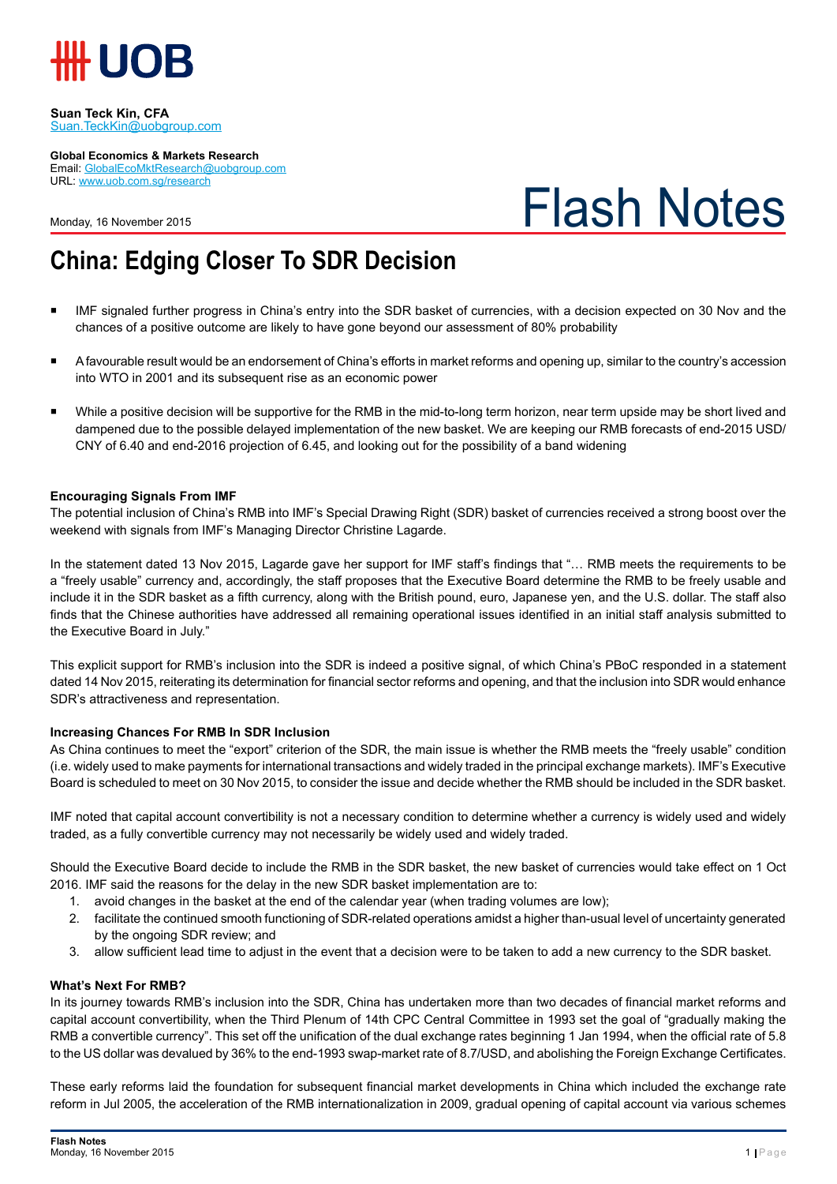UOB

**Suan Teck Kin, CFA**
Suan.TeckKin@uobgroup.com

**Global Economics & Markets Research**
Email: GlobalEcoMktResearch@uobgroup.com
URL: www.uob.com.sg/research

Monday, 16 November 2015

Flash Notes

# China: Edging Closer To SDR Decision

- IMF signaled further progress in China's entry into the SDR basket of currencies, with a decision expected on 30 Nov and the chances of a positive outcome are likely to have gone beyond our assessment of 80% probability
- A favourable result would be an endorsement of China's efforts in market reforms and opening up, similar to the country's accession into WTO in 2001 and its subsequent rise as an economic power
- While a positive decision will be supportive for the RMB in the mid-to-long term horizon, near term upside may be short lived and dampened due to the possible delayed implementation of the new basket. We are keeping our RMB forecasts of end-2015 USD/CNY of 6.40 and end-2016 projection of 6.45, and looking out for the possibility of a band widening

**Encouraging Signals From IMF**

The potential inclusion of China's RMB into IMF's Special Drawing Right (SDR) basket of currencies received a strong boost over the weekend with signals from IMF's Managing Director Christine Lagarde.

In the statement dated 13 Nov 2015, Lagarde gave her support for IMF staff's findings that "… RMB meets the requirements to be a "freely usable" currency and, accordingly, the staff proposes that the Executive Board determine the RMB to be freely usable and include it in the SDR basket as a fifth currency, along with the British pound, euro, Japanese yen, and the U.S. dollar. The staff also finds that the Chinese authorities have addressed all remaining operational issues identified in an initial staff analysis submitted to the Executive Board in July."

This explicit support for RMB's inclusion into the SDR is indeed a positive signal, of which China's PBoC responded in a statement dated 14 Nov 2015, reiterating its determination for financial sector reforms and opening, and that the inclusion into SDR would enhance SDR's attractiveness and representation.

**Increasing Chances For RMB In SDR Inclusion**

As China continues to meet the "export" criterion of the SDR, the main issue is whether the RMB meets the "freely usable" condition (i.e. widely used to make payments for international transactions and widely traded in the principal exchange markets). IMF's Executive Board is scheduled to meet on 30 Nov 2015, to consider the issue and decide whether the RMB should be included in the SDR basket.

IMF noted that capital account convertibility is not a necessary condition to determine whether a currency is widely used and widely traded, as a fully convertible currency may not necessarily be widely used and widely traded.

Should the Executive Board decide to include the RMB in the SDR basket, the new basket of currencies would take effect on 1 Oct 2016. IMF said the reasons for the delay in the new SDR basket implementation are to:

1. avoid changes in the basket at the end of the calendar year (when trading volumes are low);
2. facilitate the continued smooth functioning of SDR-related operations amidst a higher than-usual level of uncertainty generated by the ongoing SDR review; and
3. allow sufficient lead time to adjust in the event that a decision were to be taken to add a new currency to the SDR basket.

**What's Next For RMB?**

In its journey towards RMB's inclusion into the SDR, China has undertaken more than two decades of financial market reforms and capital account convertibility, when the Third Plenum of 14th CPC Central Committee in 1993 set the goal of "gradually making the RMB a convertible currency". This set off the unification of the dual exchange rates beginning 1 Jan 1994, when the official rate of 5.8 to the US dollar was devalued by 36% to the end-1993 swap-market rate of 8.7/USD, and abolishing the Foreign Exchange Certificates.

These early reforms laid the foundation for subsequent financial market developments in China which included the exchange rate reform in Jul 2005, the acceleration of the RMB internationalization in 2009, gradual opening of capital account via various schemes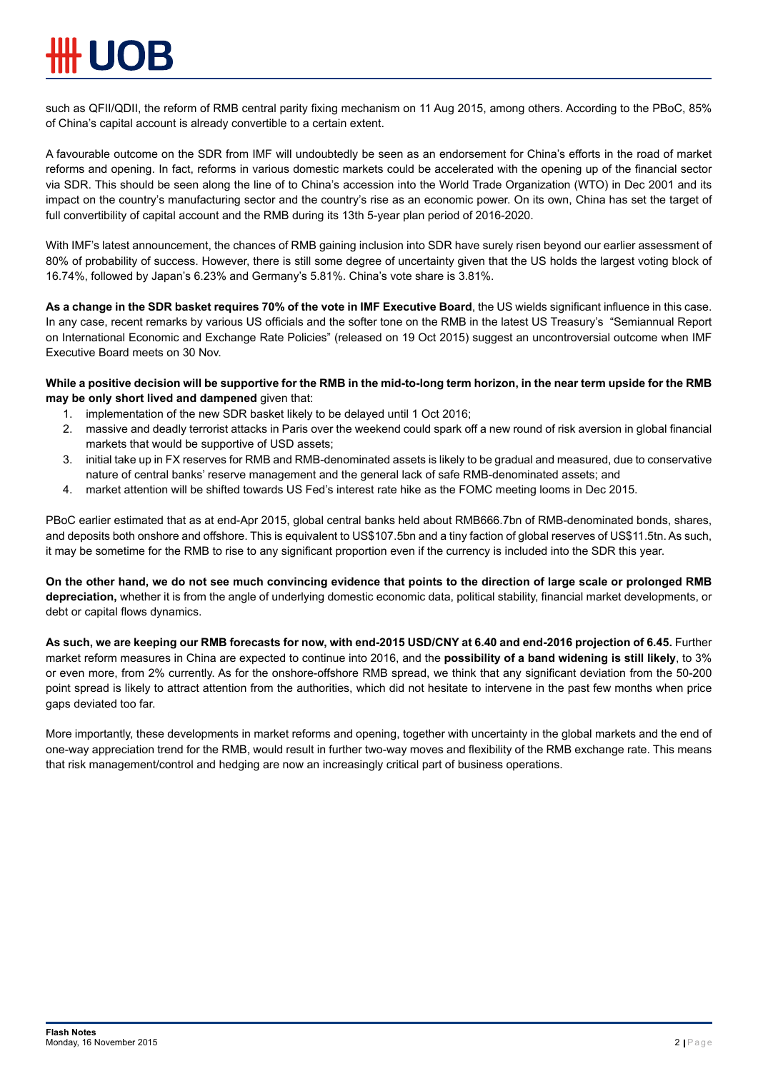such as QFII/QDII, the reform of RMB central parity fixing mechanism on 11 Aug 2015, among others. According to the PBoC, 85% of China's capital account is already convertible to a certain extent.

A favourable outcome on the SDR from IMF will undoubtedly be seen as an endorsement for China's efforts in the road of market reforms and opening. In fact, reforms in various domestic markets could be accelerated with the opening up of the financial sector via SDR. This should be seen along the line of to China's accession into the World Trade Organization (WTO) in Dec 2001 and its impact on the country's manufacturing sector and the country's rise as an economic power. On its own, China has set the target of full convertibility of capital account and the RMB during its 13th 5-year plan period of 2016-2020.

With IMF's latest announcement, the chances of RMB gaining inclusion into SDR have surely risen beyond our earlier assessment of 80% of probability of success. However, there is still some degree of uncertainty given that the US holds the largest voting block of 16.74%, followed by Japan's 6.23% and Germany's 5.81%. China's vote share is 3.81%.

**As a change in the SDR basket requires 70% of the vote in IMF Executive Board**, the US wields significant influence in this case. In any case, recent remarks by various US officials and the softer tone on the RMB in the latest US Treasury's "Semiannual Report on International Economic and Exchange Rate Policies" (released on 19 Oct 2015) suggest an uncontroversial outcome when IMF Executive Board meets on 30 Nov.

**While a positive decision will be supportive for the RMB in the mid-to-long term horizon, in the near term upside for the RMB may be only short lived and dampened** given that:

1. implementation of the new SDR basket likely to be delayed until 1 Oct 2016;
2. massive and deadly terrorist attacks in Paris over the weekend could spark off a new round of risk aversion in global financial markets that would be supportive of USD assets;
3. initial take up in FX reserves for RMB and RMB-denominated assets is likely to be gradual and measured, due to conservative nature of central banks' reserve management and the general lack of safe RMB-denominated assets; and
4. market attention will be shifted towards US Fed's interest rate hike as the FOMC meeting looms in Dec 2015.

PBoC earlier estimated that as at end-Apr 2015, global central banks held about RMB666.7bn of RMB-denominated bonds, shares, and deposits both onshore and offshore. This is equivalent to US$107.5bn and a tiny faction of global reserves of US$11.5tn. As such, it may be sometime for the RMB to rise to any significant proportion even if the currency is included into the SDR this year.

**On the other hand, we do not see much convincing evidence that points to the direction of large scale or prolonged RMB depreciation,** whether it is from the angle of underlying domestic economic data, political stability, financial market developments, or debt or capital flows dynamics.

**As such, we are keeping our RMB forecasts for now, with end-2015 USD/CNY at 6.40 and end-2016 projection of 6.45.** Further market reform measures in China are expected to continue into 2016, and the **possibility of a band widening is still likely**, to 3% or even more, from 2% currently. As for the onshore-offshore RMB spread, we think that any significant deviation from the 50-200 point spread is likely to attract attention from the authorities, which did not hesitate to intervene in the past few months when price gaps deviated too far.

More importantly, these developments in market reforms and opening, together with uncertainty in the global markets and the end of one-way appreciation trend for the RMB, would result in further two-way moves and flexibility of the RMB exchange rate. This means that risk management/control and hedging are now an increasingly critical part of business operations.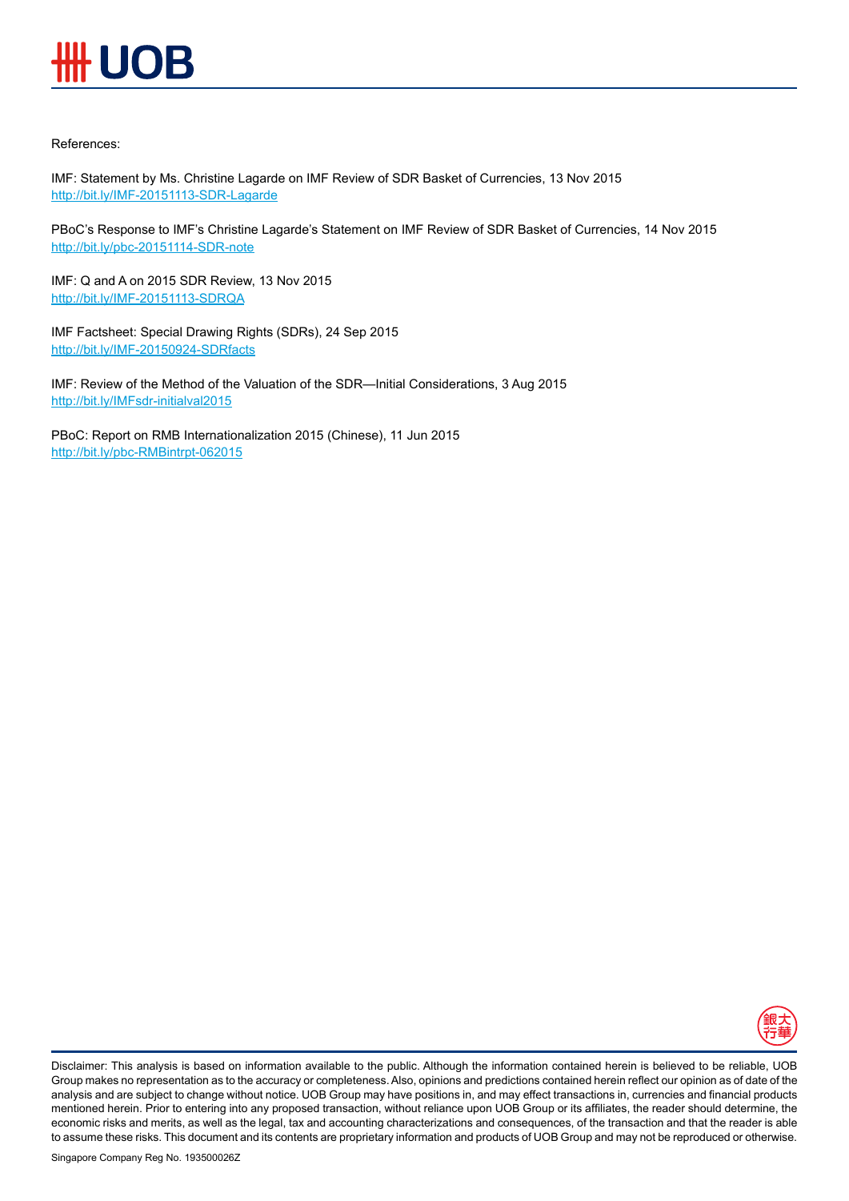References:

IMF: Statement by Ms. Christine Lagarde on IMF Review of SDR Basket of Currencies, 13 Nov 2015
http://bit.ly/IMF-20151113-SDR-Lagarde

PBoC's Response to IMF's Christine Lagarde's Statement on IMF Review of SDR Basket of Currencies, 14 Nov 2015
http://bit.ly/pbc-20151114-SDR-note

IMF: Q and A on 2015 SDR Review, 13 Nov 2015
http://bit.ly/IMF-20151113-SDRQA

IMF Factsheet: Special Drawing Rights (SDRs), 24 Sep 2015
http://bit.ly/IMF-20150924-SDRfacts

IMF: Review of the Method of the Valuation of the SDR—Initial Considerations, 3 Aug 2015
http://bit.ly/IMFsdr-initialval2015

PBoC: Report on RMB Internationalization 2015 (Chinese), 11 Jun 2015
http://bit.ly/pbc-RMBintrpt-062015

Disclaimer: This analysis is based on information available to the public. Although the information contained herein is believed to be reliable, UOB Group makes no representation as to the accuracy or completeness. Also, opinions and predictions contained herein reflect our opinion as of date of the analysis and are subject to change without notice. UOB Group may have positions in, and may effect transactions in, currencies and financial products mentioned herein. Prior to entering into any proposed transaction, without reliance upon UOB Group or its affiliates, the reader should determine, the economic risks and merits, as well as the legal, tax and accounting characterizations and consequences, of the transaction and that the reader is able to assume these risks. This document and its contents are proprietary information and products of UOB Group and may not be reproduced or otherwise.

Singapore Company Reg No. 193500026Z